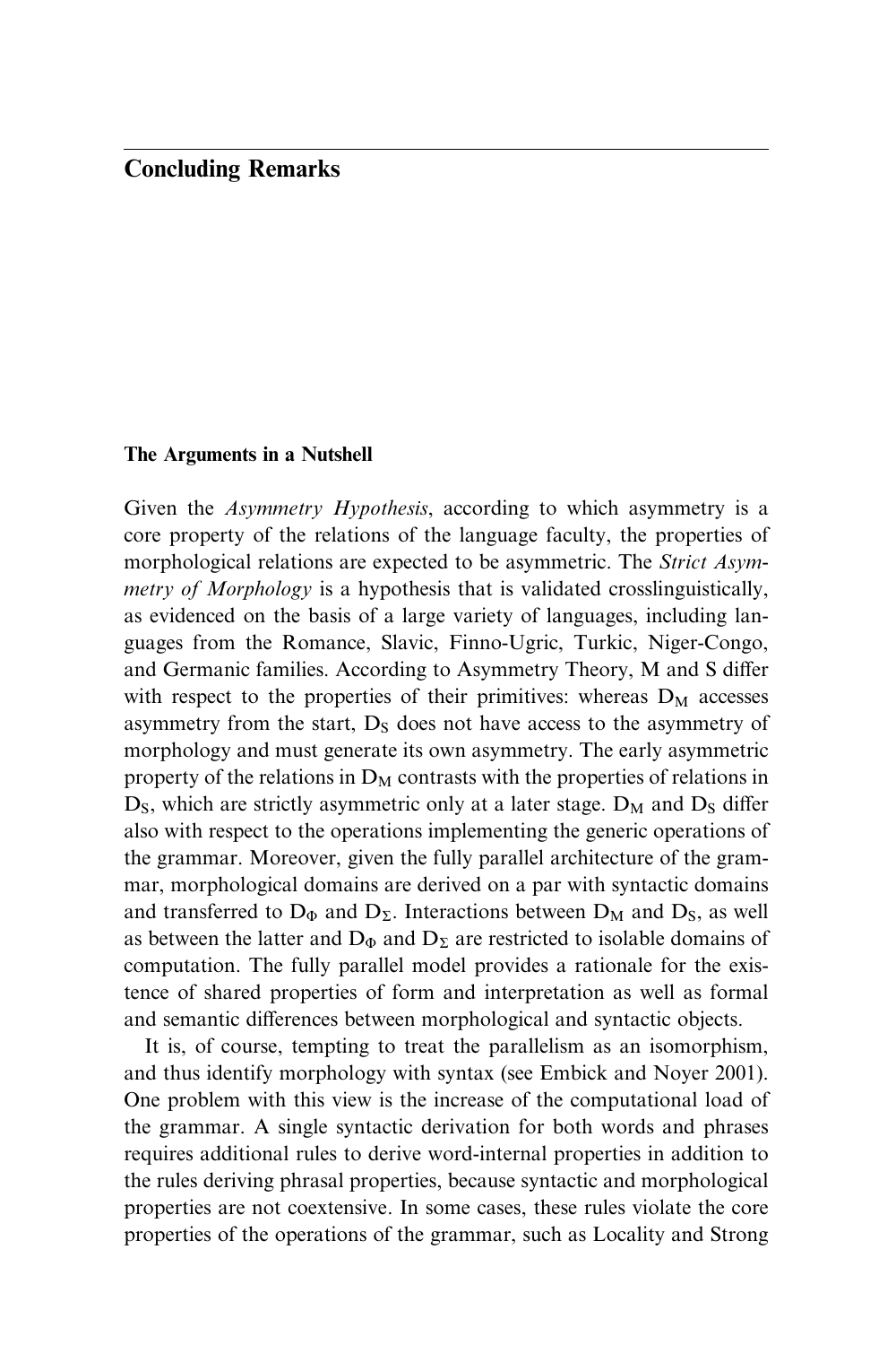# Concluding Remarks

## The Arguments in a Nutshell

Given the *Asymmetry Hypothesis*, according to which asymmetry is a core property of the relations of the language faculty, the properties of morphological relations are expected to be asymmetric. The *Strict Asymmetry of Morphology* is a hypothesis that is validated crosslinguistically, as evidenced on the basis of a large variety of languages, including languages from the Romance, Slavic, Finno-Ugric, Turkic, Niger-Congo, and Germanic families. According to Asymmetry Theory, M and S differ with respect to the properties of their primitives: whereas $D_M$ accesses asymmetry from the start, $D_S$ does not have access to the asymmetry of morphology and must generate its own asymmetry. The early asymmetric property of the relations in $D_M$ contrasts with the properties of relations in $D_S$, which are strictly asymmetric only at a later stage. $D_M$ and $D_S$ differ also with respect to the operations implementing the generic operations of the grammar. Moreover, given the fully parallel architecture of the grammar, morphological domains are derived on a par with syntactic domains and transferred to $D_\Phi$ and $D_\Sigma$. Interactions between $D_M$ and $D_S$, as well as between the latter and $D_\Phi$ and $D_\Sigma$ are restricted to isolable domains of computation. The fully parallel model provides a rationale for the existence of shared properties of form and interpretation as well as formal and semantic differences between morphological and syntactic objects.

It is, of course, tempting to treat the parallelism as an isomorphism, and thus identify morphology with syntax (see Embick and Noyer 2001). One problem with this view is the increase of the computational load of the grammar. A single syntactic derivation for both words and phrases requires additional rules to derive word-internal properties in addition to the rules deriving phrasal properties, because syntactic and morphological properties are not coextensive. In some cases, these rules violate the core properties of the operations of the grammar, such as Locality and Strong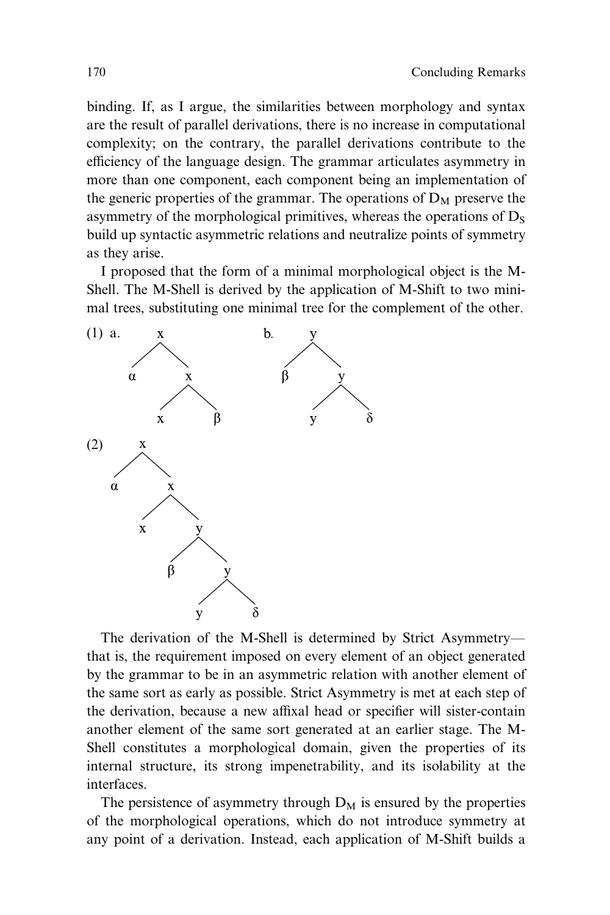binding. If, as I argue, the similarities between morphology and syntax are the result of parallel derivations, there is no increase in computational complexity; on the contrary, the parallel derivations contribute to the efficiency of the language design. The grammar articulates asymmetry in more than one component, each component being an implementation of the generic properties of the grammar. The operations of $D_M$ preserve the asymmetry of the morphological primitives, whereas the operations of $D_S$ build up syntactic asymmetric relations and neutralize points of symmetry as they arise.

I proposed that the form of a minimal morphological object is the M-Shell. The M-Shell is derived by the application of M-Shift to two minimal trees, substituting one minimal tree for the complement of the other.

```
(1) a.       x                    b.      y
            / \                          / \
           α   x                        β   y
              / \                          / \
             x   β                        y   δ

(2)      x
        / \
       α   x
          / \
         x   y
            / \
           β   y
              / \
             y   δ
```

The derivation of the M-Shell is determined by Strict Asymmetry—that is, the requirement imposed on every element of an object generated by the grammar to be in an asymmetric relation with another element of the same sort as early as possible. Strict Asymmetry is met at each step of the derivation, because a new affixal head or specifier will sister-contain another element of the same sort generated at an earlier stage. The M-Shell constitutes a morphological domain, given the properties of its internal structure, its strong impenetrability, and its isolability at the interfaces.

The persistence of asymmetry through $D_M$ is ensured by the properties of the morphological operations, which do not introduce symmetry at any point of a derivation. Instead, each application of M-Shift builds a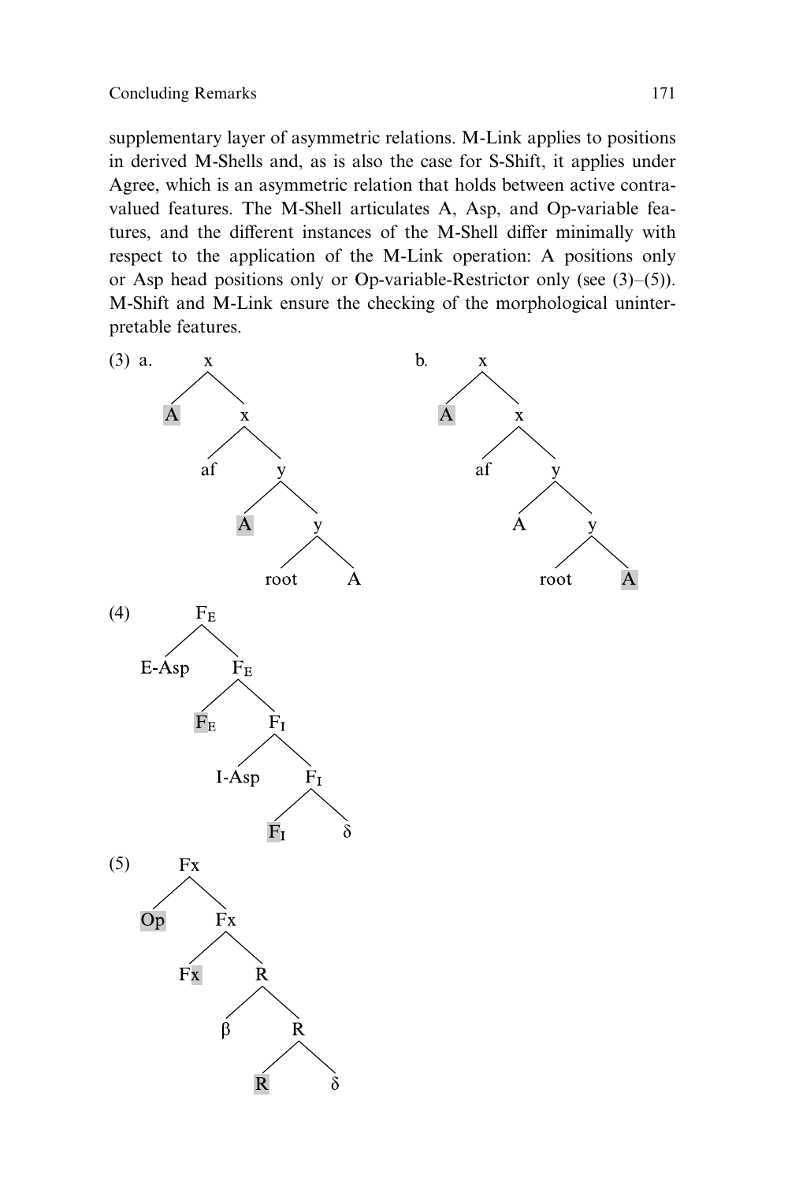supplementary layer of asymmetric relations. M-Link applies to positions in derived M-Shells and, as is also the case for S-Shift, it applies under Agree, which is an asymmetric relation that holds between active contra-valued features. The M-Shell articulates A, Asp, and Op-variable features, and the different instances of the M-Shell differ minimally with respect to the application of the M-Link operation: A positions only or Asp head positions only or Op-variable-Restrictor only (see (3)–(5)). M-Shift and M-Link ensure the checking of the morphological uninterpretable features.

(3) a.

```
        x
       / \
     [A]   x
          / \
        af   y
            / \
          [A]   y
               / \
            root   A
```

b.

```
        x
       / \
     [A]   x
          / \
        af   y
            / \
           A   y
              / \
           root  [A]
```

(4)

```
        F_E
       /   \
   E-Asp    F_E
           /   \
        [F]_E   F_I
               /   \
           I-Asp    F_I
                   /   \
                [F]_I    δ
```

(5)

```
        Fx
       /  \
    [Op]   Fx
          /  \
      F[x]    R
             / \
            β   R
               / \
             [R]   δ
```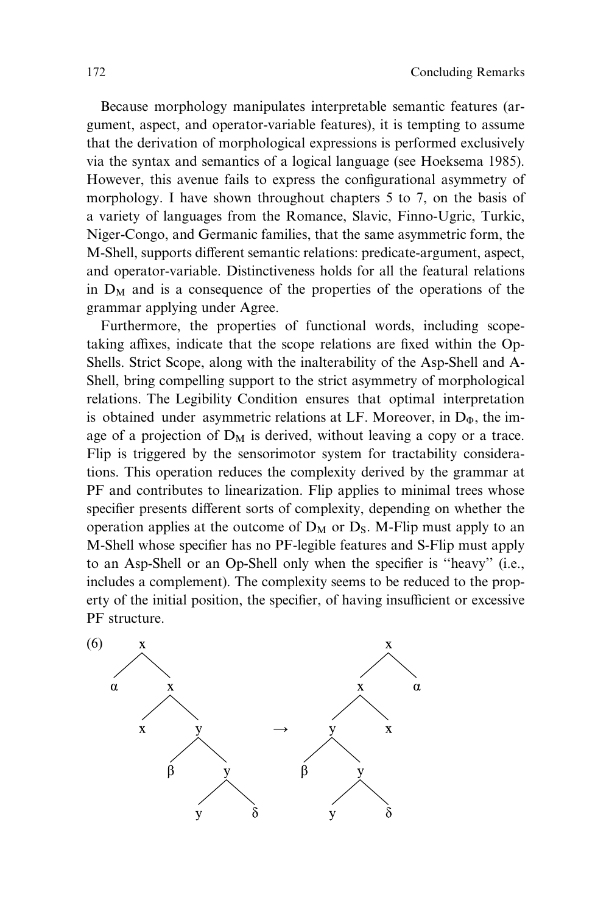Because morphology manipulates interpretable semantic features (argument, aspect, and operator-variable features), it is tempting to assume that the derivation of morphological expressions is performed exclusively via the syntax and semantics of a logical language (see Hoeksema 1985). However, this avenue fails to express the configurational asymmetry of morphology. I have shown throughout chapters 5 to 7, on the basis of a variety of languages from the Romance, Slavic, Finno-Ugric, Turkic, Niger-Congo, and Germanic families, that the same asymmetric form, the M-Shell, supports different semantic relations: predicate-argument, aspect, and operator-variable. Distinctiveness holds for all the featural relations in $D_M$ and is a consequence of the properties of the operations of the grammar applying under Agree.

Furthermore, the properties of functional words, including scope-taking affixes, indicate that the scope relations are fixed within the Op-Shells. Strict Scope, along with the inalterability of the Asp-Shell and A-Shell, bring compelling support to the strict asymmetry of morphological relations. The Legibility Condition ensures that optimal interpretation is obtained under asymmetric relations at LF. Moreover, in $D_\Phi$, the image of a projection of $D_M$ is derived, without leaving a copy or a trace. Flip is triggered by the sensorimotor system for tractability considerations. This operation reduces the complexity derived by the grammar at PF and contributes to linearization. Flip applies to minimal trees whose specifier presents different sorts of complexity, depending on whether the operation applies at the outcome of $D_M$ or $D_S$. M-Flip must apply to an M-Shell whose specifier has no PF-legible features and S-Flip must apply to an Asp-Shell or an Op-Shell only when the specifier is "heavy" (i.e., includes a complement). The complexity seems to be reduced to the property of the initial position, the specifier, of having insufficient or excessive PF structure.

(6)

```
        x                                   x
       / \                                 / \
      α   x                               x   α
         / \                             / \
        x   y            →              y   x
           / \                         / \
          β   y                       β   y
             / \                         / \
            y   δ                       y   δ
```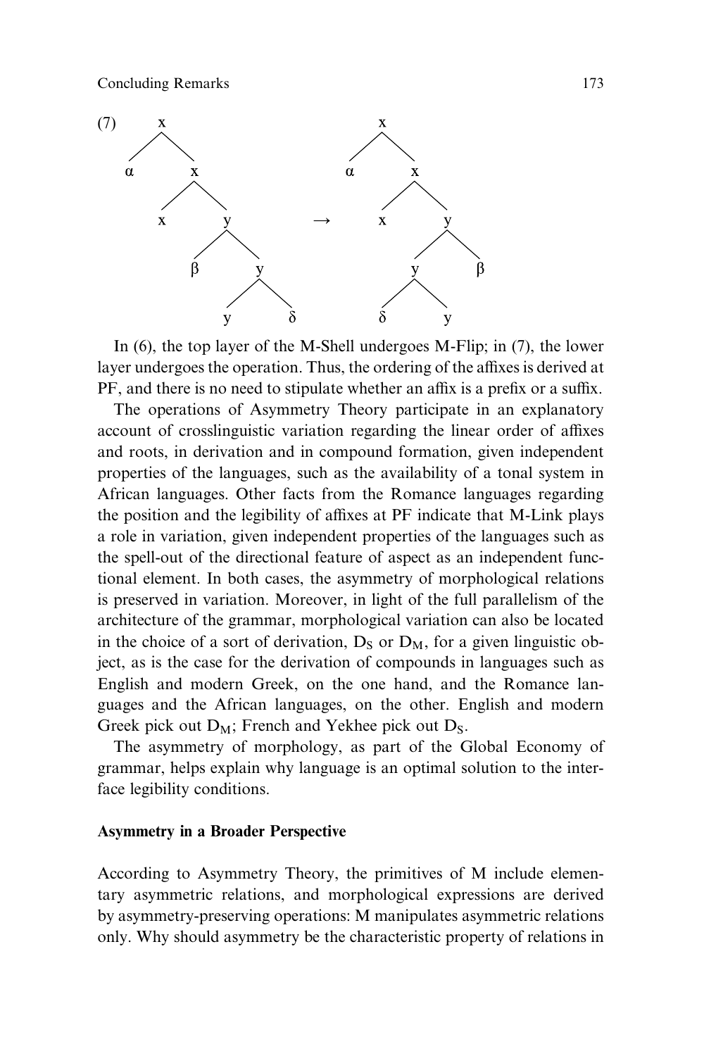(7)

```
      x                              x
     / \                            / \
    α   x                          α   x
       / \                            / \
      x   y            →             x   y
         / \                            / \
        β   y                          y   β
           / \                        / \
          y   δ                      δ   y
```

In (6), the top layer of the M-Shell undergoes M-Flip; in (7), the lower layer undergoes the operation. Thus, the ordering of the affixes is derived at PF, and there is no need to stipulate whether an affix is a prefix or a suffix.

The operations of Asymmetry Theory participate in an explanatory account of crosslinguistic variation regarding the linear order of affixes and roots, in derivation and in compound formation, given independent properties of the languages, such as the availability of a tonal system in African languages. Other facts from the Romance languages regarding the position and the legibility of affixes at PF indicate that M-Link plays a role in variation, given independent properties of the languages such as the spell-out of the directional feature of aspect as an independent functional element. In both cases, the asymmetry of morphological relations is preserved in variation. Moreover, in light of the full parallelism of the architecture of the grammar, morphological variation can also be located in the choice of a sort of derivation, $D_S$ or $D_M$, for a given linguistic object, as is the case for the derivation of compounds in languages such as English and modern Greek, on the one hand, and the Romance languages and the African languages, on the other. English and modern Greek pick out $D_M$; French and Yekhee pick out $D_S$.

The asymmetry of morphology, as part of the Global Economy of grammar, helps explain why language is an optimal solution to the interface legibility conditions.

## Asymmetry in a Broader Perspective

According to Asymmetry Theory, the primitives of M include elementary asymmetric relations, and morphological expressions are derived by asymmetry-preserving operations: M manipulates asymmetric relations only. Why should asymmetry be the characteristic property of relations in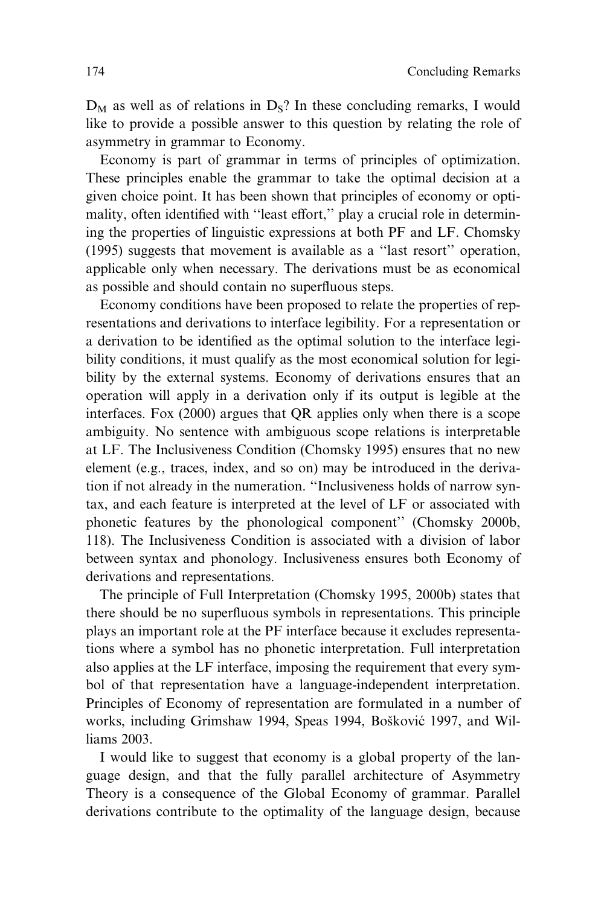$D_M$ as well as of relations in $D_S$? In these concluding remarks, I would like to provide a possible answer to this question by relating the role of asymmetry in grammar to Economy.

Economy is part of grammar in terms of principles of optimization. These principles enable the grammar to take the optimal decision at a given choice point. It has been shown that principles of economy or optimality, often identified with "least effort," play a crucial role in determining the properties of linguistic expressions at both PF and LF. Chomsky (1995) suggests that movement is available as a "last resort" operation, applicable only when necessary. The derivations must be as economical as possible and should contain no superfluous steps.

Economy conditions have been proposed to relate the properties of representations and derivations to interface legibility. For a representation or a derivation to be identified as the optimal solution to the interface legibility conditions, it must qualify as the most economical solution for legibility by the external systems. Economy of derivations ensures that an operation will apply in a derivation only if its output is legible at the interfaces. Fox (2000) argues that QR applies only when there is a scope ambiguity. No sentence with ambiguous scope relations is interpretable at LF. The Inclusiveness Condition (Chomsky 1995) ensures that no new element (e.g., traces, index, and so on) may be introduced in the derivation if not already in the numeration. "Inclusiveness holds of narrow syntax, and each feature is interpreted at the level of LF or associated with phonetic features by the phonological component" (Chomsky 2000b, 118). The Inclusiveness Condition is associated with a division of labor between syntax and phonology. Inclusiveness ensures both Economy of derivations and representations.

The principle of Full Interpretation (Chomsky 1995, 2000b) states that there should be no superfluous symbols in representations. This principle plays an important role at the PF interface because it excludes representations where a symbol has no phonetic interpretation. Full interpretation also applies at the LF interface, imposing the requirement that every symbol of that representation have a language-independent interpretation. Principles of Economy of representation are formulated in a number of works, including Grimshaw 1994, Speas 1994, Bošković 1997, and Williams 2003.

I would like to suggest that economy is a global property of the language design, and that the fully parallel architecture of Asymmetry Theory is a consequence of the Global Economy of grammar. Parallel derivations contribute to the optimality of the language design, because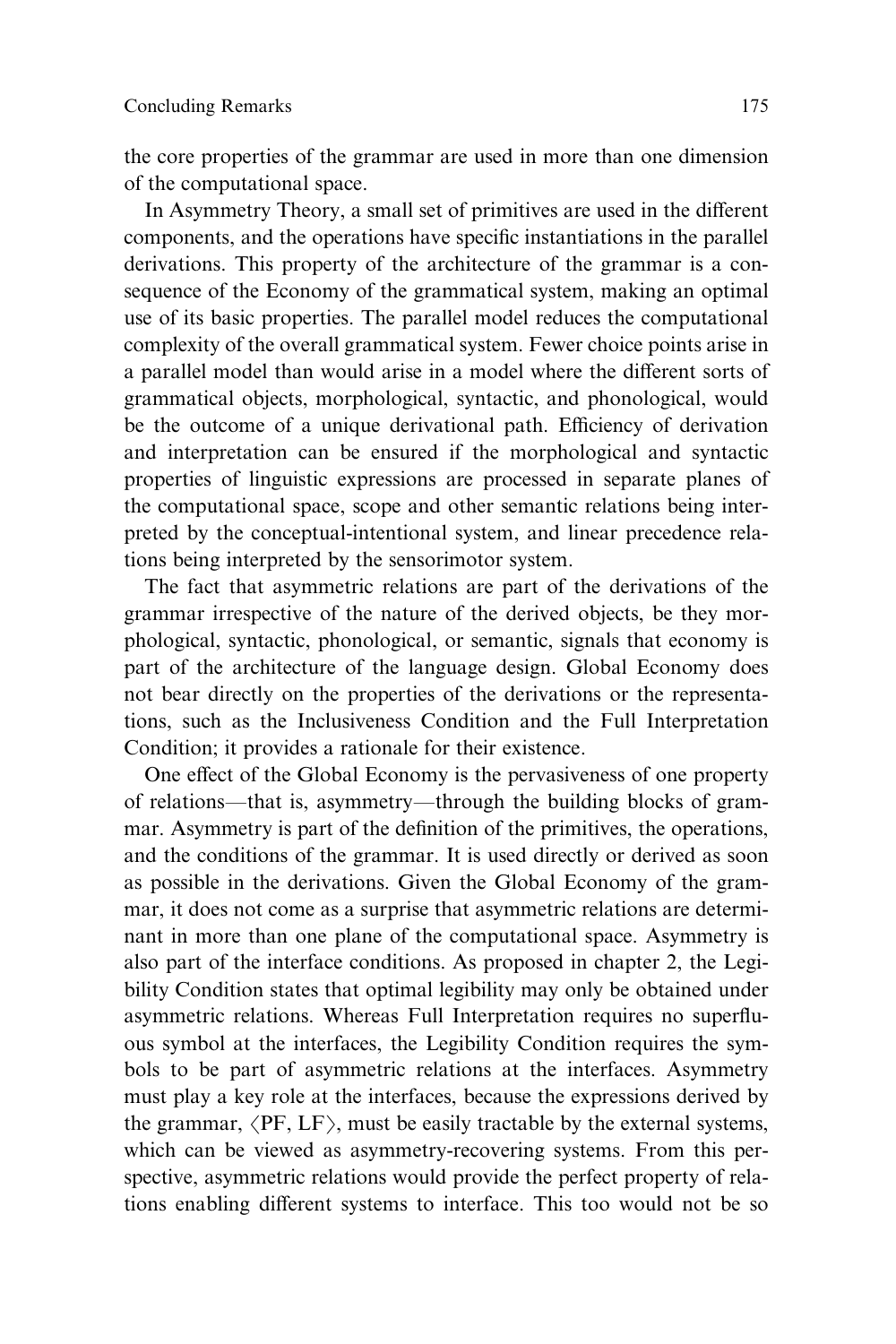the core properties of the grammar are used in more than one dimension of the computational space.

In Asymmetry Theory, a small set of primitives are used in the different components, and the operations have specific instantiations in the parallel derivations. This property of the architecture of the grammar is a consequence of the Economy of the grammatical system, making an optimal use of its basic properties. The parallel model reduces the computational complexity of the overall grammatical system. Fewer choice points arise in a parallel model than would arise in a model where the different sorts of grammatical objects, morphological, syntactic, and phonological, would be the outcome of a unique derivational path. Efficiency of derivation and interpretation can be ensured if the morphological and syntactic properties of linguistic expressions are processed in separate planes of the computational space, scope and other semantic relations being interpreted by the conceptual-intentional system, and linear precedence relations being interpreted by the sensorimotor system.

The fact that asymmetric relations are part of the derivations of the grammar irrespective of the nature of the derived objects, be they morphological, syntactic, phonological, or semantic, signals that economy is part of the architecture of the language design. Global Economy does not bear directly on the properties of the derivations or the representations, such as the Inclusiveness Condition and the Full Interpretation Condition; it provides a rationale for their existence.

One effect of the Global Economy is the pervasiveness of one property of relations—that is, asymmetry—through the building blocks of grammar. Asymmetry is part of the definition of the primitives, the operations, and the conditions of the grammar. It is used directly or derived as soon as possible in the derivations. Given the Global Economy of the grammar, it does not come as a surprise that asymmetric relations are determinant in more than one plane of the computational space. Asymmetry is also part of the interface conditions. As proposed in chapter 2, the Legibility Condition states that optimal legibility may only be obtained under asymmetric relations. Whereas Full Interpretation requires no superfluous symbol at the interfaces, the Legibility Condition requires the symbols to be part of asymmetric relations at the interfaces. Asymmetry must play a key role at the interfaces, because the expressions derived by the grammar, ⟨PF, LF⟩, must be easily tractable by the external systems, which can be viewed as asymmetry-recovering systems. From this perspective, asymmetric relations would provide the perfect property of relations enabling different systems to interface. This too would not be so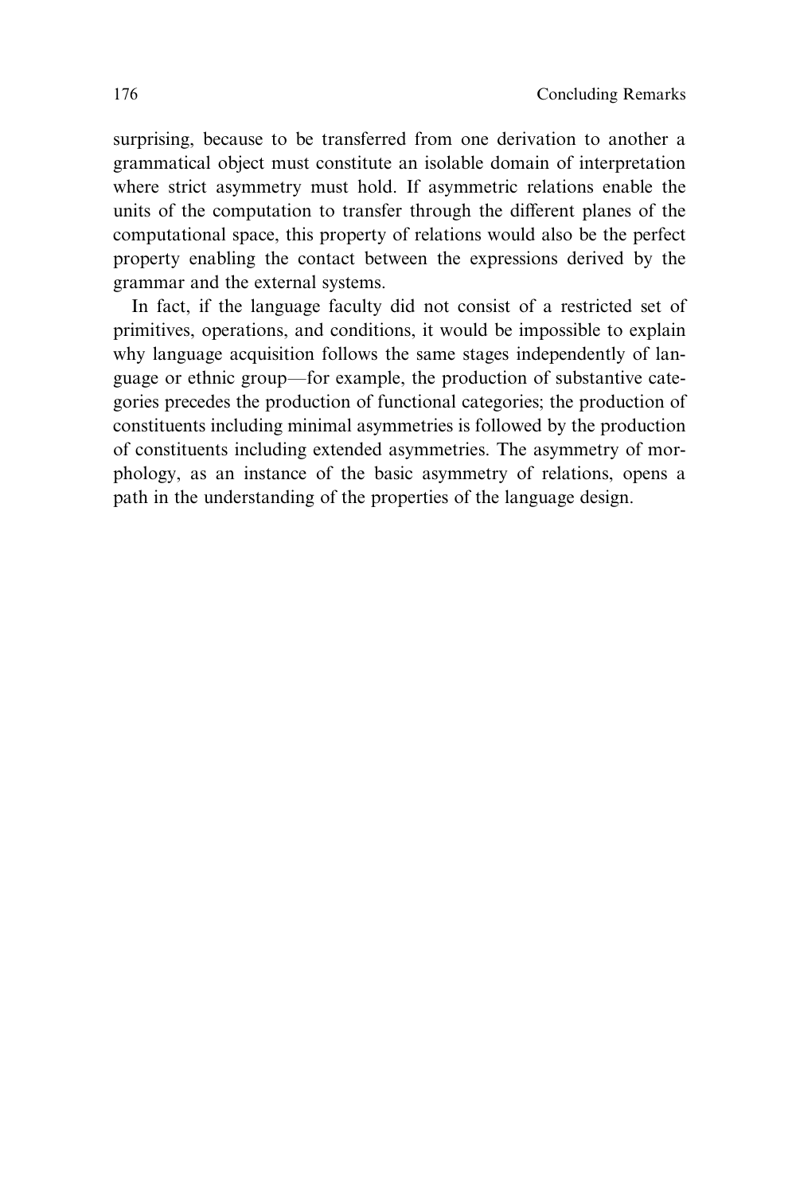surprising, because to be transferred from one derivation to another a grammatical object must constitute an isolable domain of interpretation where strict asymmetry must hold. If asymmetric relations enable the units of the computation to transfer through the different planes of the computational space, this property of relations would also be the perfect property enabling the contact between the expressions derived by the grammar and the external systems.

In fact, if the language faculty did not consist of a restricted set of primitives, operations, and conditions, it would be impossible to explain why language acquisition follows the same stages independently of language or ethnic group—for example, the production of substantive categories precedes the production of functional categories; the production of constituents including minimal asymmetries is followed by the production of constituents including extended asymmetries. The asymmetry of morphology, as an instance of the basic asymmetry of relations, opens a path in the understanding of the properties of the language design.